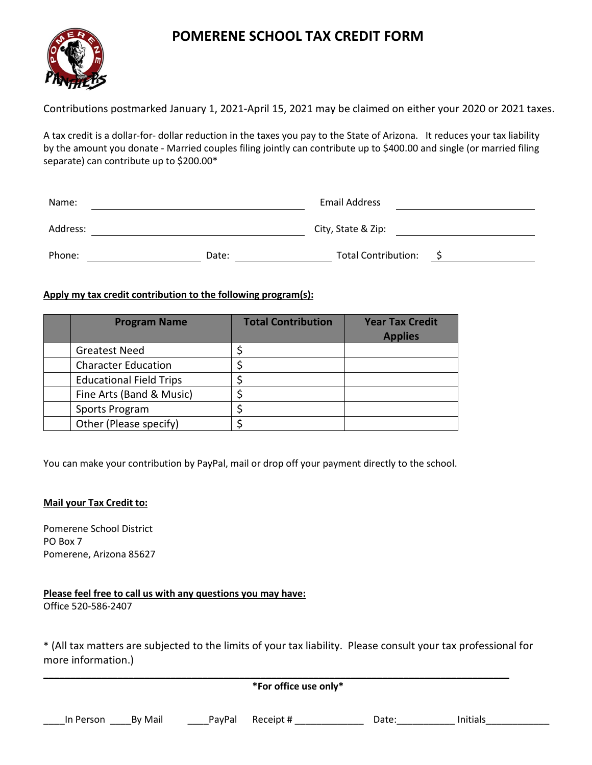# POMERENE SCHOOL TAX CREDIT FORM

Contributions postmarked January 1, 2021-April 15, 2021 may be claimed on either your 2020 or 2021 taxes.

A tax credit is a dollar-for- dollar reduction in the taxes you pay to the State of Arizona. It reduces your tax liability by the amount you donate - Married couples filing jointly can contribute up to $400.00 and single (or married filing separate) can contribute up to $200.00*

Name: ______________________________ Email Address ______________________

Address: ______________________________ City, State & Zip: ______________________

Phone: ________________ Date: ________________ Total Contribution: $ ________________

**Apply my tax credit contribution to the following program(s):**

| | Program Name | Total Contribution | Year Tax Credit Applies |
|---|---|---|---|
| | Greatest Need | $ | |
| | Character Education | $ | |
| | Educational Field Trips | $ | |
| | Fine Arts (Band & Music) | $ | |
| | Sports Program | $ | |
| | Other (Please specify) | $ | |

You can make your contribution by PayPal, mail or drop off your payment directly to the school.

**Mail your Tax Credit to:**

Pomerene School District
PO Box 7
Pomerene, Arizona 85627

**Please feel free to call us with any questions you may have:**
Office 520-586-2407

* (All tax matters are subjected to the limits of your tax liability. Please consult your tax professional for more information.)

---

**\*For office use only\***

____In Person ____By Mail ____PayPal Receipt # _____________ Date:___________ Initials____________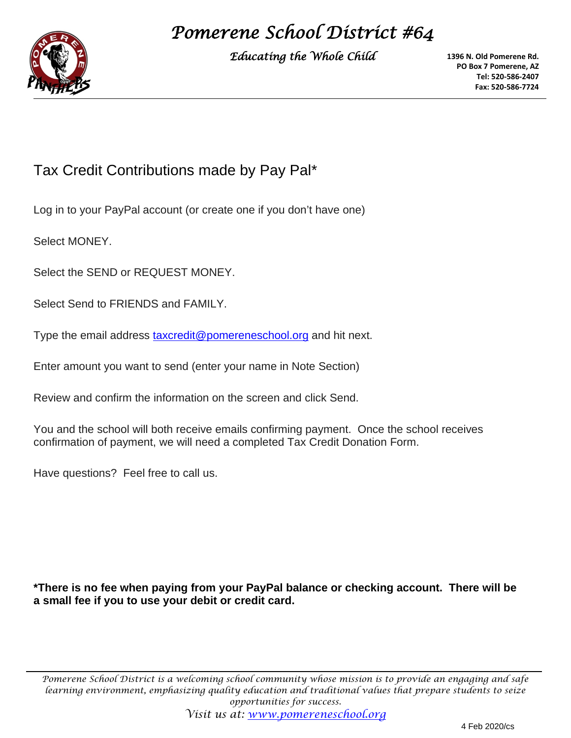# *Pomerene School District #64*

*Educating the Whole Child*

**1396 N. Old Pomerene Rd.**
**PO Box 7 Pomerene, AZ**
**Tel: 520-586-2407**
**Fax: 520-586-7724**

## Tax Credit Contributions made by Pay Pal*

Log in to your PayPal account (or create one if you don't have one)

Select MONEY.

Select the SEND or REQUEST MONEY.

Select Send to FRIENDS and FAMILY.

Type the email address taxcredit@pomereneschool.org and hit next.

Enter amount you want to send (enter your name in Note Section)

Review and confirm the information on the screen and click Send.

You and the school will both receive emails confirming payment. Once the school receives confirmation of payment, we will need a completed Tax Credit Donation Form.

Have questions? Feel free to call us.

**\*There is no fee when paying from your PayPal balance or checking account. There will be a small fee if you to use your debit or credit card.**

*Pomerene School District is a welcoming school community whose mission is to provide an engaging and safe learning environment, emphasizing quality education and traditional values that prepare students to seize opportunities for success.*

*Visit us at: www.pomereneschool.org*

4 Feb 2020/cs